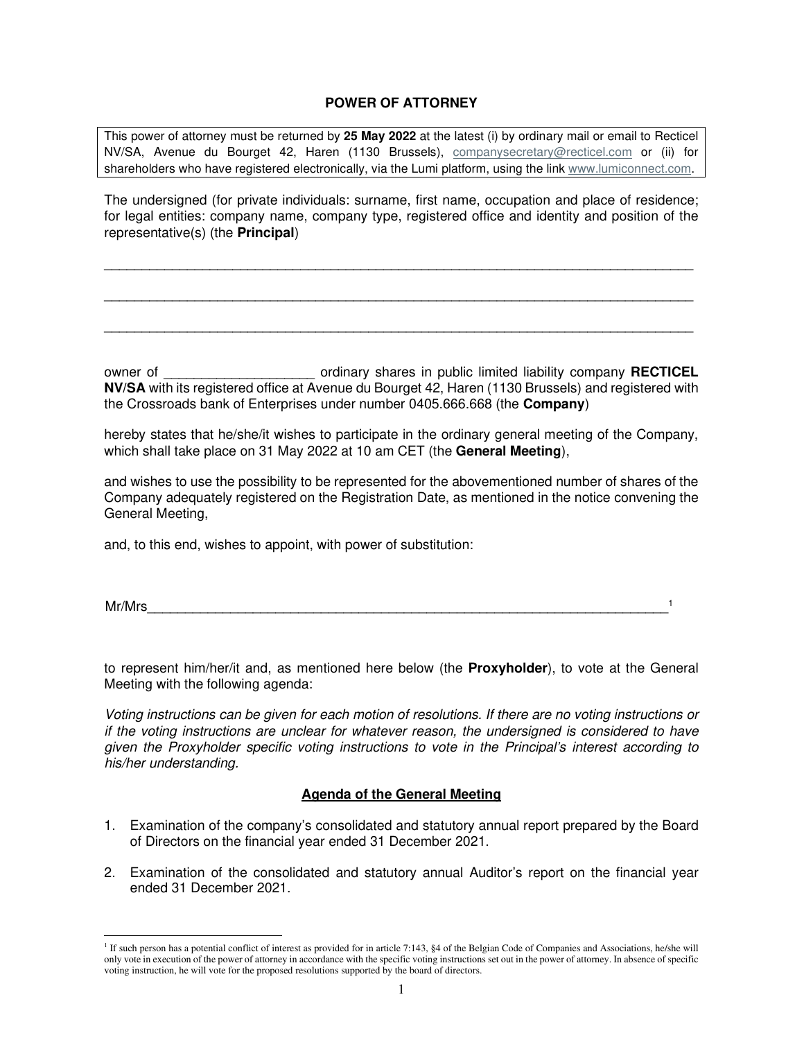# POWER OF ATTORNEY

This power of attorney must be returned by **25 May 2022** at the latest (i) by ordinary mail or email to Recticel NV/SA, Avenue du Bourget 42, Haren (1130 Brussels), companysecretary@recticel.com or (ii) for shareholders who have registered electronically, via the Lumi platform, using the link www.lumiconnect.com.

The undersigned (for private individuals: surname, first name, occupation and place of residence; for legal entities: company name, company type, registered office and identity and position of the representative(s) (the **Principal**)

\_\_\_\_\_\_\_\_\_\_\_\_\_\_\_\_\_\_\_\_\_\_\_\_\_\_\_\_\_\_\_\_\_\_\_\_\_\_\_\_\_\_\_\_\_\_\_\_\_\_\_\_\_\_\_\_\_\_\_\_\_\_\_\_\_\_\_\_\_\_\_\_

\_\_\_\_\_\_\_\_\_\_\_\_\_\_\_\_\_\_\_\_\_\_\_\_\_\_\_\_\_\_\_\_\_\_\_\_\_\_\_\_\_\_\_\_\_\_\_\_\_\_\_\_\_\_\_\_\_\_\_\_\_\_\_\_\_\_\_\_\_\_\_\_

\_\_\_\_\_\_\_\_\_\_\_\_\_\_\_\_\_\_\_\_\_\_\_\_\_\_\_\_\_\_\_\_\_\_\_\_\_\_\_\_\_\_\_\_\_\_\_\_\_\_\_\_\_\_\_\_\_\_\_\_\_\_\_\_\_\_\_\_\_\_\_\_

owner of \_\_\_\_\_\_\_\_\_\_\_\_\_\_\_\_\_\_\_\_ ordinary shares in public limited liability company **RECTICEL NV/SA** with its registered office at Avenue du Bourget 42, Haren (1130 Brussels) and registered with the Crossroads bank of Enterprises under number 0405.666.668 (the **Company**)

hereby states that he/she/it wishes to participate in the ordinary general meeting of the Company, which shall take place on 31 May 2022 at 10 am CET (the **General Meeting**),

and wishes to use the possibility to be represented for the abovementioned number of shares of the Company adequately registered on the Registration Date, as mentioned in the notice convening the General Meeting,

and, to this end, wishes to appoint, with power of substitution:

Mr/Mrs\_\_\_\_\_\_\_\_\_\_\_\_\_\_\_\_\_\_\_\_\_\_\_\_\_\_\_\_\_\_\_\_\_\_\_\_\_\_\_\_\_\_\_\_\_\_\_\_\_\_\_\_\_\_\_\_\_\_\_\_\_\_\_\_[1]

to represent him/her/it and, as mentioned here below (the **Proxyholder**), to vote at the General Meeting with the following agenda:

*Voting instructions can be given for each motion of resolutions. If there are no voting instructions or if the voting instructions are unclear for whatever reason, the undersigned is considered to have given the Proxyholder specific voting instructions to vote in the Principal's interest according to his/her understanding.*

## Agenda of the General Meeting

1. Examination of the company's consolidated and statutory annual report prepared by the Board of Directors on the financial year ended 31 December 2021.
2. Examination of the consolidated and statutory annual Auditor's report on the financial year ended 31 December 2021.

[1] If such person has a potential conflict of interest as provided for in article 7:143, §4 of the Belgian Code of Companies and Associations, he/she will only vote in execution of the power of attorney in accordance with the specific voting instructions set out in the power of attorney. In absence of specific voting instruction, he will vote for the proposed resolutions supported by the board of directors.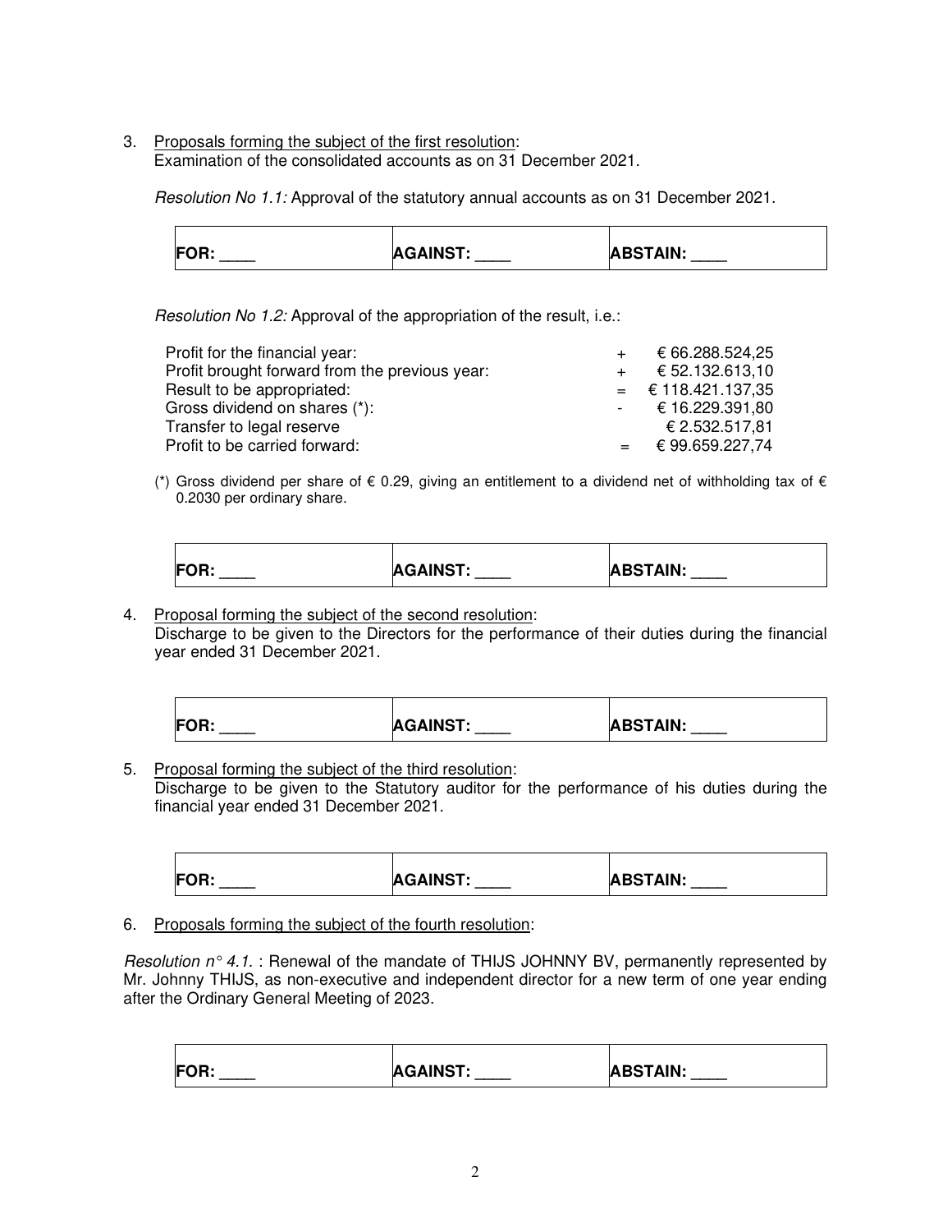3. Proposals forming the subject of the first resolution:
   Examination of the consolidated accounts as on 31 December 2021.

   *Resolution No 1.1:* Approval of the statutory annual accounts as on 31 December 2021.

| **FOR: ____** | **AGAINST: ____** | **ABSTAIN: ____** |
|---|---|---|

   *Resolution No 1.2:* Approval of the appropriation of the result, i.e.:

| | | |
|---|---|---|
| Profit for the financial year: | + | € 66.288.524,25 |
| Profit brought forward from the previous year: | + | € 52.132.613,10 |
| Result to be appropriated: | = | € 118.421.137,35 |
| Gross dividend on shares (*): | - | € 16.229.391,80 |
| Transfer to legal reserve | | € 2.532.517,81 |
| Profit to be carried forward: | = | € 99.659.227,74 |

   (*) Gross dividend per share of € 0.29, giving an entitlement to a dividend net of withholding tax of € 0.2030 per ordinary share.

| **FOR: ____** | **AGAINST: ____** | **ABSTAIN: ____** |
|---|---|---|

4. Proposal forming the subject of the second resolution:
   Discharge to be given to the Directors for the performance of their duties during the financial year ended 31 December 2021.

| **FOR: ____** | **AGAINST: ____** | **ABSTAIN: ____** |
|---|---|---|

5. Proposal forming the subject of the third resolution:
   Discharge to be given to the Statutory auditor for the performance of his duties during the financial year ended 31 December 2021.

| **FOR: ____** | **AGAINST: ____** | **ABSTAIN: ____** |
|---|---|---|

6. Proposals forming the subject of the fourth resolution:

*Resolution n° 4.1.* : Renewal of the mandate of THIJS JOHNNY BV, permanently represented by Mr. Johnny THIJS, as non-executive and independent director for a new term of one year ending after the Ordinary General Meeting of 2023.

| **FOR: ____** | **AGAINST: ____** | **ABSTAIN: ____** |
|---|---|---|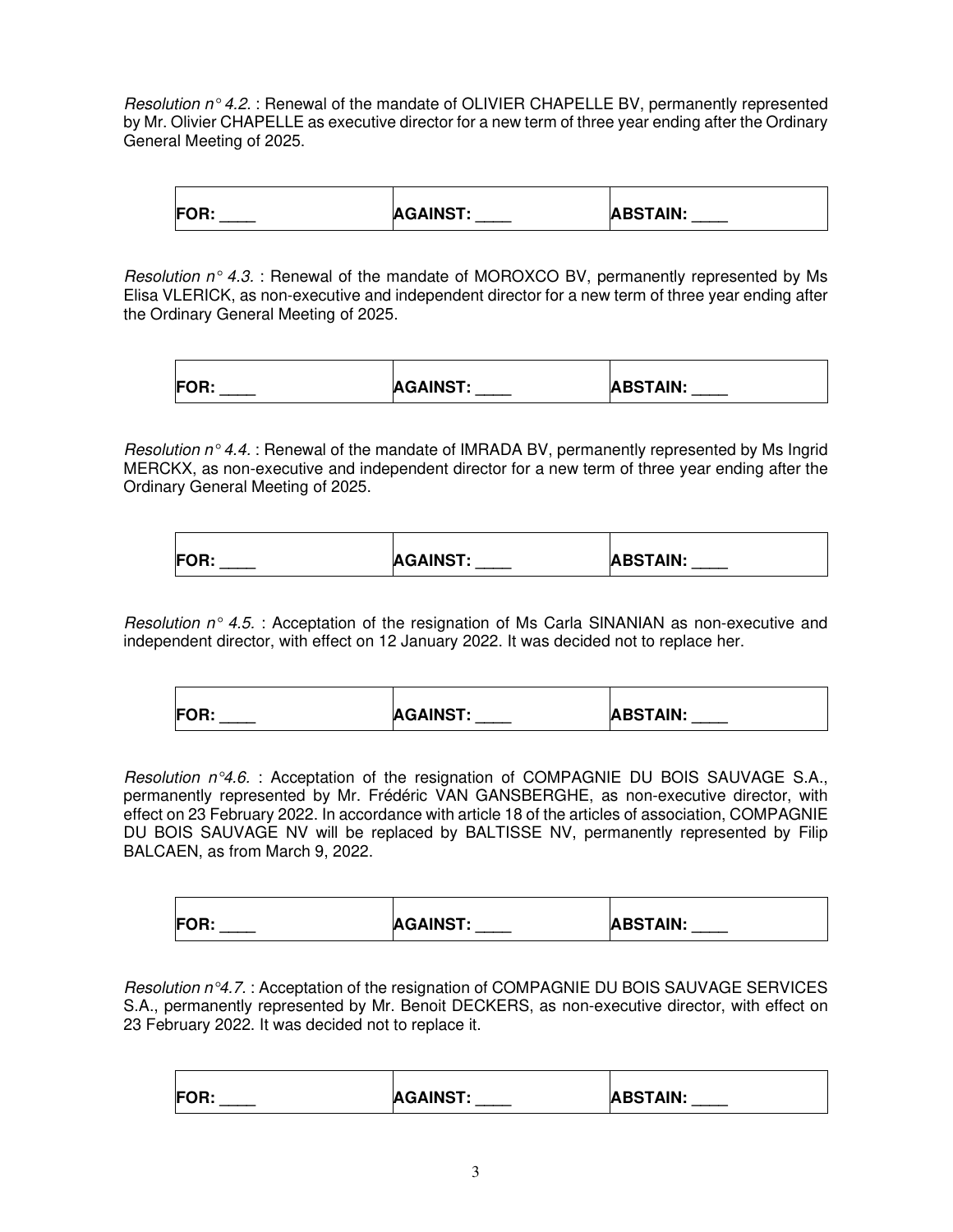*Resolution n° 4.2.* : Renewal of the mandate of OLIVIER CHAPELLE BV, permanently represented by Mr. Olivier CHAPELLE as executive director for a new term of three year ending after the Ordinary General Meeting of 2025.

| **FOR:** ____ | **AGAINST:** ____ | **ABSTAIN:** ____ |
|---|---|---|

*Resolution n° 4.3.* : Renewal of the mandate of MOROXCO BV, permanently represented by Ms Elisa VLERICK, as non-executive and independent director for a new term of three year ending after the Ordinary General Meeting of 2025.

| **FOR:** ____ | **AGAINST:** ____ | **ABSTAIN:** ____ |
|---|---|---|

*Resolution n° 4.4.* : Renewal of the mandate of IMRADA BV, permanently represented by Ms Ingrid MERCKX, as non-executive and independent director for a new term of three year ending after the Ordinary General Meeting of 2025.

| **FOR:** ____ | **AGAINST:** ____ | **ABSTAIN:** ____ |
|---|---|---|

*Resolution n° 4.5.* : Acceptation of the resignation of Ms Carla SINANIAN as non-executive and independent director, with effect on 12 January 2022. It was decided not to replace her.

| **FOR:** ____ | **AGAINST:** ____ | **ABSTAIN:** ____ |
|---|---|---|

*Resolution n°4.6.* : Acceptation of the resignation of COMPAGNIE DU BOIS SAUVAGE S.A., permanently represented by Mr. Frédéric VAN GANSBERGHE, as non-executive director, with effect on 23 February 2022. In accordance with article 18 of the articles of association, COMPAGNIE DU BOIS SAUVAGE NV will be replaced by BALTISSE NV, permanently represented by Filip BALCAEN, as from March 9, 2022.

| **FOR:** ____ | **AGAINST:** ____ | **ABSTAIN:** ____ |
|---|---|---|

*Resolution n°4.7.* : Acceptation of the resignation of COMPAGNIE DU BOIS SAUVAGE SERVICES S.A., permanently represented by Mr. Benoit DECKERS, as non-executive director, with effect on 23 February 2022. It was decided not to replace it.

| **FOR:** ____ | **AGAINST:** ____ | **ABSTAIN:** ____ |
|---|---|---|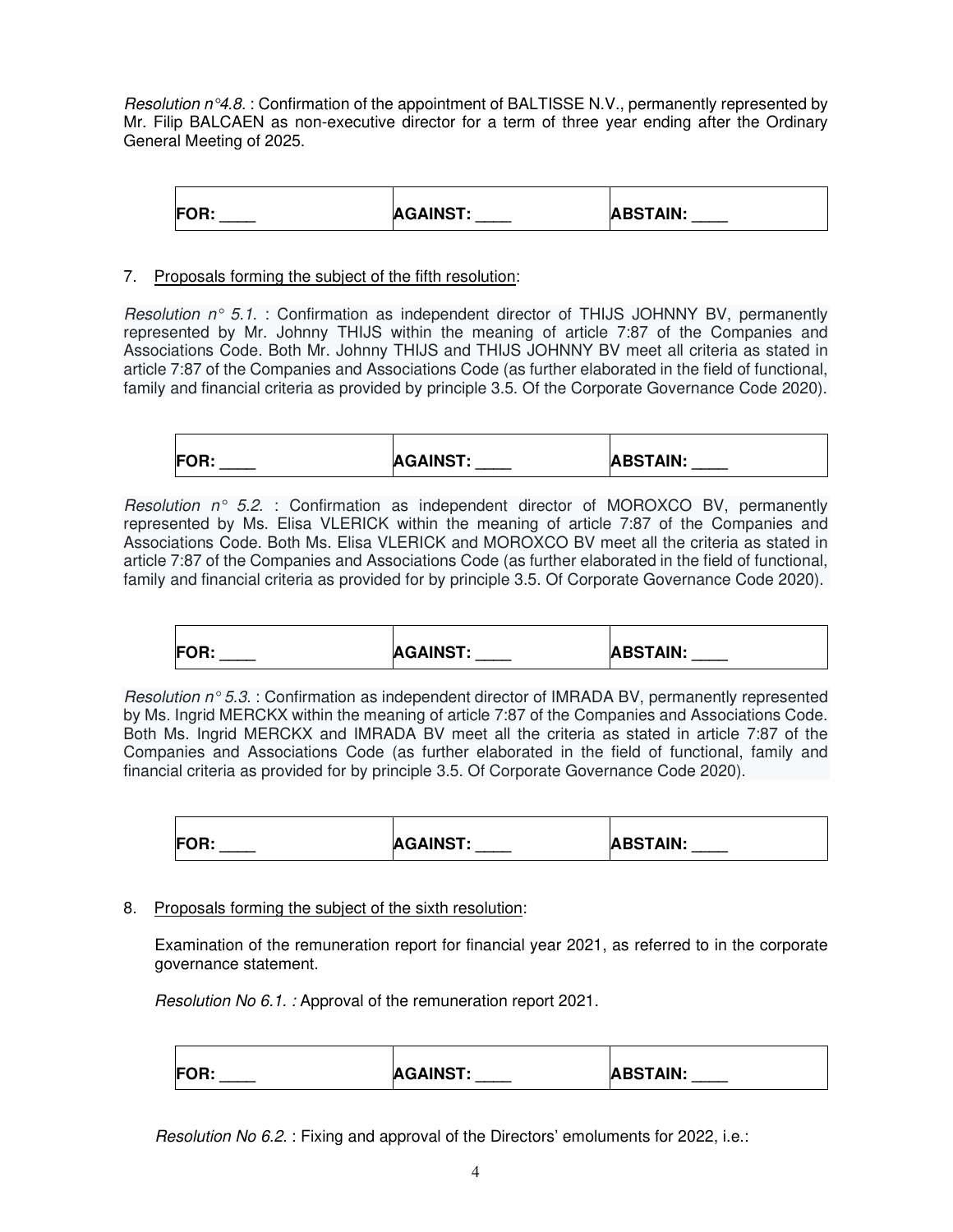*Resolution n°4.8.* : Confirmation of the appointment of BALTISSE N.V., permanently represented by Mr. Filip BALCAEN as non-executive director for a term of three year ending after the Ordinary General Meeting of 2025.

| **FOR:** ____ | **AGAINST:** ____ | **ABSTAIN:** ____ |
|---|---|---|

7. Proposals forming the subject of the fifth resolution:

*Resolution n° 5.1.* : Confirmation as independent director of THIJS JOHNNY BV, permanently represented by Mr. Johnny THIJS within the meaning of article 7:87 of the Companies and Associations Code. Both Mr. Johnny THIJS and THIJS JOHNNY BV meet all criteria as stated in article 7:87 of the Companies and Associations Code (as further elaborated in the field of functional, family and financial criteria as provided by principle 3.5. Of the Corporate Governance Code 2020).

| **FOR:** ____ | **AGAINST:** ____ | **ABSTAIN:** ____ |
|---|---|---|

*Resolution n° 5.2.* : Confirmation as independent director of MOROXCO BV, permanently represented by Ms. Elisa VLERICK within the meaning of article 7:87 of the Companies and Associations Code. Both Ms. Elisa VLERICK and MOROXCO BV meet all the criteria as stated in article 7:87 of the Companies and Associations Code (as further elaborated in the field of functional, family and financial criteria as provided for by principle 3.5. Of Corporate Governance Code 2020).

| **FOR:** ____ | **AGAINST:** ____ | **ABSTAIN:** ____ |
|---|---|---|

*Resolution n° 5.3.* : Confirmation as independent director of IMRADA BV, permanently represented by Ms. Ingrid MERCKX within the meaning of article 7:87 of the Companies and Associations Code. Both Ms. Ingrid MERCKX and IMRADA BV meet all the criteria as stated in article 7:87 of the Companies and Associations Code (as further elaborated in the field of functional, family and financial criteria as provided for by principle 3.5. Of Corporate Governance Code 2020).

| **FOR:** ____ | **AGAINST:** ____ | **ABSTAIN:** ____ |
|---|---|---|

8. Proposals forming the subject of the sixth resolution:

   Examination of the remuneration report for financial year 2021, as referred to in the corporate governance statement.

   *Resolution No 6.1. :* Approval of the remuneration report 2021.

| **FOR:** ____ | **AGAINST:** ____ | **ABSTAIN:** ____ |
|---|---|---|

*Resolution No 6.2.* : Fixing and approval of the Directors' emoluments for 2022, i.e.: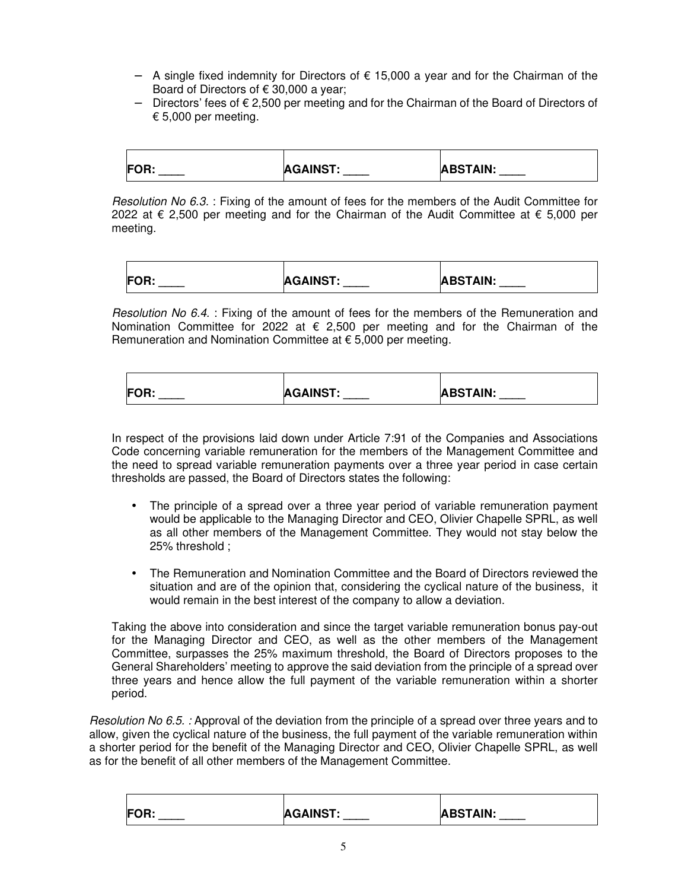- A single fixed indemnity for Directors of € 15,000 a year and for the Chairman of the Board of Directors of € 30,000 a year;
- Directors' fees of € 2,500 per meeting and for the Chairman of the Board of Directors of € 5,000 per meeting.

| **FOR:** ____ | **AGAINST:** ____ | **ABSTAIN:** ____ |
|---|---|---|

*Resolution No 6.3.* : Fixing of the amount of fees for the members of the Audit Committee for 2022 at € 2,500 per meeting and for the Chairman of the Audit Committee at € 5,000 per meeting.

| **FOR:** ____ | **AGAINST:** ____ | **ABSTAIN:** ____ |
|---|---|---|

*Resolution No 6.4.* : Fixing of the amount of fees for the members of the Remuneration and Nomination Committee for 2022 at € 2,500 per meeting and for the Chairman of the Remuneration and Nomination Committee at € 5,000 per meeting.

| **FOR:** ____ | **AGAINST:** ____ | **ABSTAIN:** ____ |
|---|---|---|

In respect of the provisions laid down under Article 7:91 of the Companies and Associations Code concerning variable remuneration for the members of the Management Committee and the need to spread variable remuneration payments over a three year period in case certain thresholds are passed, the Board of Directors states the following:

- The principle of a spread over a three year period of variable remuneration payment would be applicable to the Managing Director and CEO, Olivier Chapelle SPRL, as well as all other members of the Management Committee. They would not stay below the 25% threshold ;

- The Remuneration and Nomination Committee and the Board of Directors reviewed the situation and are of the opinion that, considering the cyclical nature of the business, it would remain in the best interest of the company to allow a deviation.

Taking the above into consideration and since the target variable remuneration bonus pay-out for the Managing Director and CEO, as well as the other members of the Management Committee, surpasses the 25% maximum threshold, the Board of Directors proposes to the General Shareholders' meeting to approve the said deviation from the principle of a spread over three years and hence allow the full payment of the variable remuneration within a shorter period.

*Resolution No 6.5. :* Approval of the deviation from the principle of a spread over three years and to allow, given the cyclical nature of the business, the full payment of the variable remuneration within a shorter period for the benefit of the Managing Director and CEO, Olivier Chapelle SPRL, as well as for the benefit of all other members of the Management Committee.

| **FOR:** ____ | **AGAINST:** ____ | **ABSTAIN:** ____ |
|---|---|---|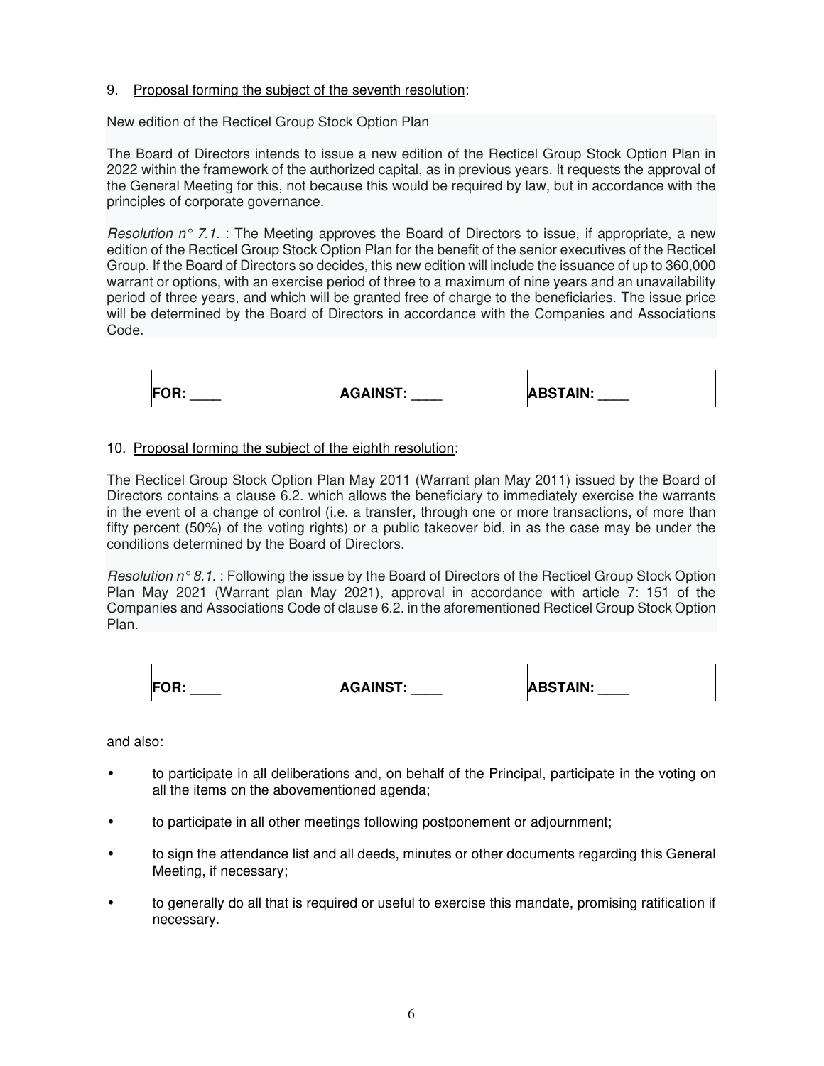9. <u>Proposal forming the subject of the seventh resolution</u>:

New edition of the Recticel Group Stock Option Plan

The Board of Directors intends to issue a new edition of the Recticel Group Stock Option Plan in 2022 within the framework of the authorized capital, as in previous years. It requests the approval of the General Meeting for this, not because this would be required by law, but in accordance with the principles of corporate governance.

*Resolution n° 7.1.* : The Meeting approves the Board of Directors to issue, if appropriate, a new edition of the Recticel Group Stock Option Plan for the benefit of the senior executives of the Recticel Group. If the Board of Directors so decides, this new edition will include the issuance of up to 360,000 warrant or options, with an exercise period of three to a maximum of nine years and an unavailability period of three years, and which will be granted free of charge to the beneficiaries. The issue price will be determined by the Board of Directors in accordance with the Companies and Associations Code.

| **FOR:** ____ | **AGAINST:** ____ | **ABSTAIN:** ____ |
|---|---|---|

10. <u>Proposal forming the subject of the eighth resolution</u>:

The Recticel Group Stock Option Plan May 2011 (Warrant plan May 2011) issued by the Board of Directors contains a clause 6.2. which allows the beneficiary to immediately exercise the warrants in the event of a change of control (i.e. a transfer, through one or more transactions, of more than fifty percent (50%) of the voting rights) or a public takeover bid, in as the case may be under the conditions determined by the Board of Directors.

*Resolution n° 8.1.* : Following the issue by the Board of Directors of the Recticel Group Stock Option Plan May 2021 (Warrant plan May 2021), approval in accordance with article 7: 151 of the Companies and Associations Code of clause 6.2. in the aforementioned Recticel Group Stock Option Plan.

| **FOR:** ____ | **AGAINST:** ____ | **ABSTAIN:** ____ |
|---|---|---|

and also:

- to participate in all deliberations and, on behalf of the Principal, participate in the voting on all the items on the abovementioned agenda;
- to participate in all other meetings following postponement or adjournment;
- to sign the attendance list and all deeds, minutes or other documents regarding this General Meeting, if necessary;
- to generally do all that is required or useful to exercise this mandate, promising ratification if necessary.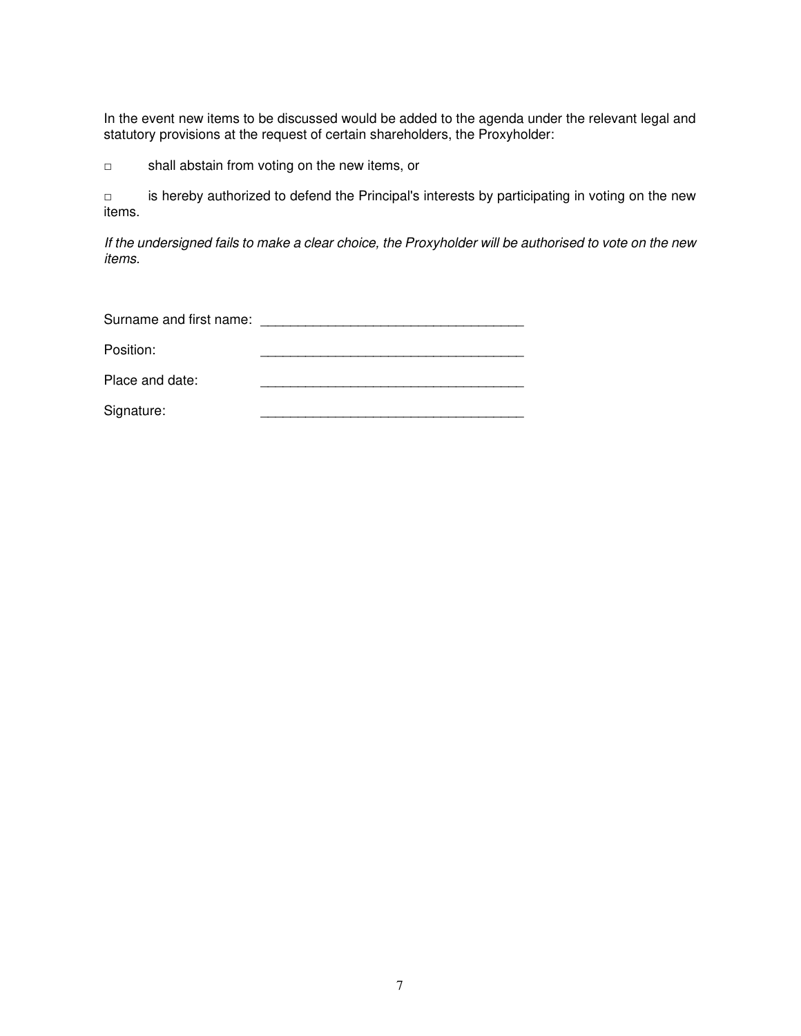In the event new items to be discussed would be added to the agenda under the relevant legal and statutory provisions at the request of certain shareholders, the Proxyholder:

□ shall abstain from voting on the new items, or

□ is hereby authorized to defend the Principal's interests by participating in voting on the new items.

*If the undersigned fails to make a clear choice, the Proxyholder will be authorised to vote on the new items.*

Surname and first name: ___________________________________

Position: ___________________________________

Place and date: ___________________________________

Signature: ___________________________________